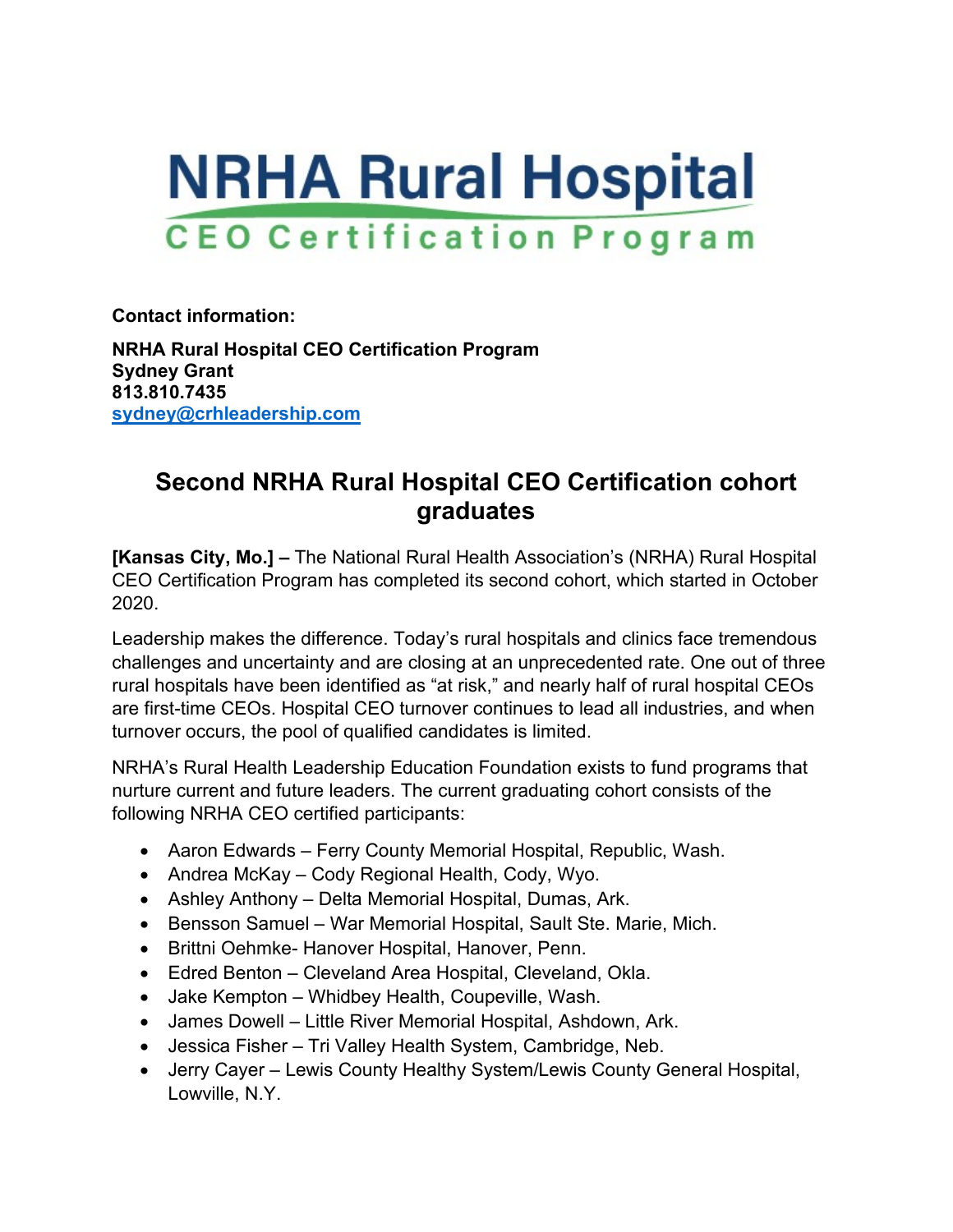# NRHA Rural Hospital

## CEO Certification Program

**Contact information:**

**NRHA Rural Hospital CEO Certification Program**
**Sydney Grant**
**813.810.7435**
**sydney@crhleadership.com**

## Second NRHA Rural Hospital CEO Certification cohort graduates

**[Kansas City, Mo.] –** The National Rural Health Association's (NRHA) Rural Hospital CEO Certification Program has completed its second cohort, which started in October 2020.

Leadership makes the difference. Today's rural hospitals and clinics face tremendous challenges and uncertainty and are closing at an unprecedented rate. One out of three rural hospitals have been identified as "at risk," and nearly half of rural hospital CEOs are first-time CEOs. Hospital CEO turnover continues to lead all industries, and when turnover occurs, the pool of qualified candidates is limited.

NRHA's Rural Health Leadership Education Foundation exists to fund programs that nurture current and future leaders. The current graduating cohort consists of the following NRHA CEO certified participants:

- Aaron Edwards – Ferry County Memorial Hospital, Republic, Wash.
- Andrea McKay – Cody Regional Health, Cody, Wyo.
- Ashley Anthony – Delta Memorial Hospital, Dumas, Ark.
- Bensson Samuel – War Memorial Hospital, Sault Ste. Marie, Mich.
- Brittni Oehmke- Hanover Hospital, Hanover, Penn.
- Edred Benton – Cleveland Area Hospital, Cleveland, Okla.
- Jake Kempton – Whidbey Health, Coupeville, Wash.
- James Dowell – Little River Memorial Hospital, Ashdown, Ark.
- Jessica Fisher – Tri Valley Health System, Cambridge, Neb.
- Jerry Cayer – Lewis County Healthy System/Lewis County General Hospital, Lowville, N.Y.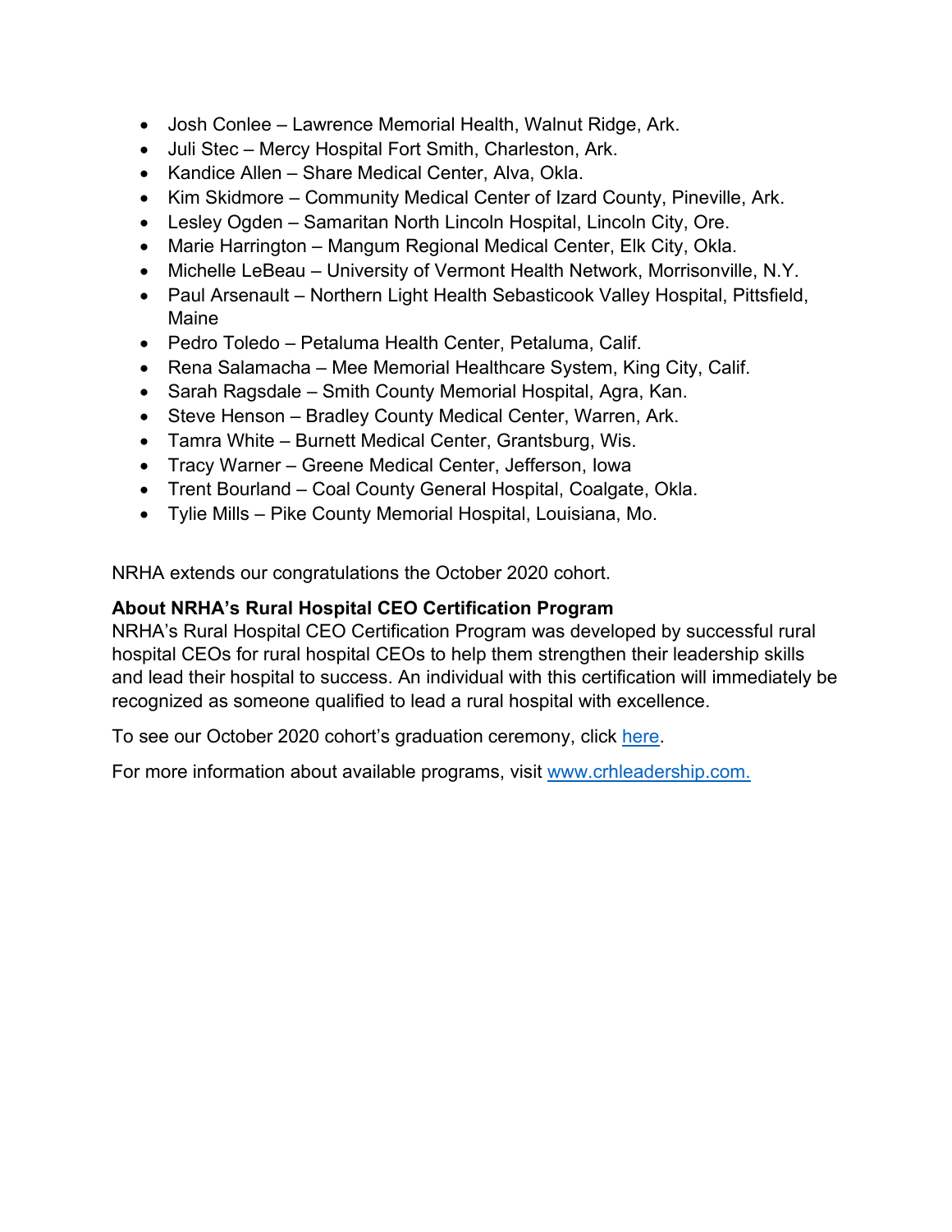- Josh Conlee – Lawrence Memorial Health, Walnut Ridge, Ark.
- Juli Stec – Mercy Hospital Fort Smith, Charleston, Ark.
- Kandice Allen – Share Medical Center, Alva, Okla.
- Kim Skidmore – Community Medical Center of Izard County, Pineville, Ark.
- Lesley Ogden – Samaritan North Lincoln Hospital, Lincoln City, Ore.
- Marie Harrington – Mangum Regional Medical Center, Elk City, Okla.
- Michelle LeBeau – University of Vermont Health Network, Morrisonville, N.Y.
- Paul Arsenault – Northern Light Health Sebasticook Valley Hospital, Pittsfield, Maine
- Pedro Toledo – Petaluma Health Center, Petaluma, Calif.
- Rena Salamacha – Mee Memorial Healthcare System, King City, Calif.
- Sarah Ragsdale – Smith County Memorial Hospital, Agra, Kan.
- Steve Henson – Bradley County Medical Center, Warren, Ark.
- Tamra White – Burnett Medical Center, Grantsburg, Wis.
- Tracy Warner – Greene Medical Center, Jefferson, Iowa
- Trent Bourland – Coal County General Hospital, Coalgate, Okla.
- Tylie Mills – Pike County Memorial Hospital, Louisiana, Mo.

NRHA extends our congratulations the October 2020 cohort.

**About NRHA's Rural Hospital CEO Certification Program**

NRHA's Rural Hospital CEO Certification Program was developed by successful rural hospital CEOs for rural hospital CEOs to help them strengthen their leadership skills and lead their hospital to success. An individual with this certification will immediately be recognized as someone qualified to lead a rural hospital with excellence.

To see our October 2020 cohort's graduation ceremony, click here.

For more information about available programs, visit www.crhleadership.com.